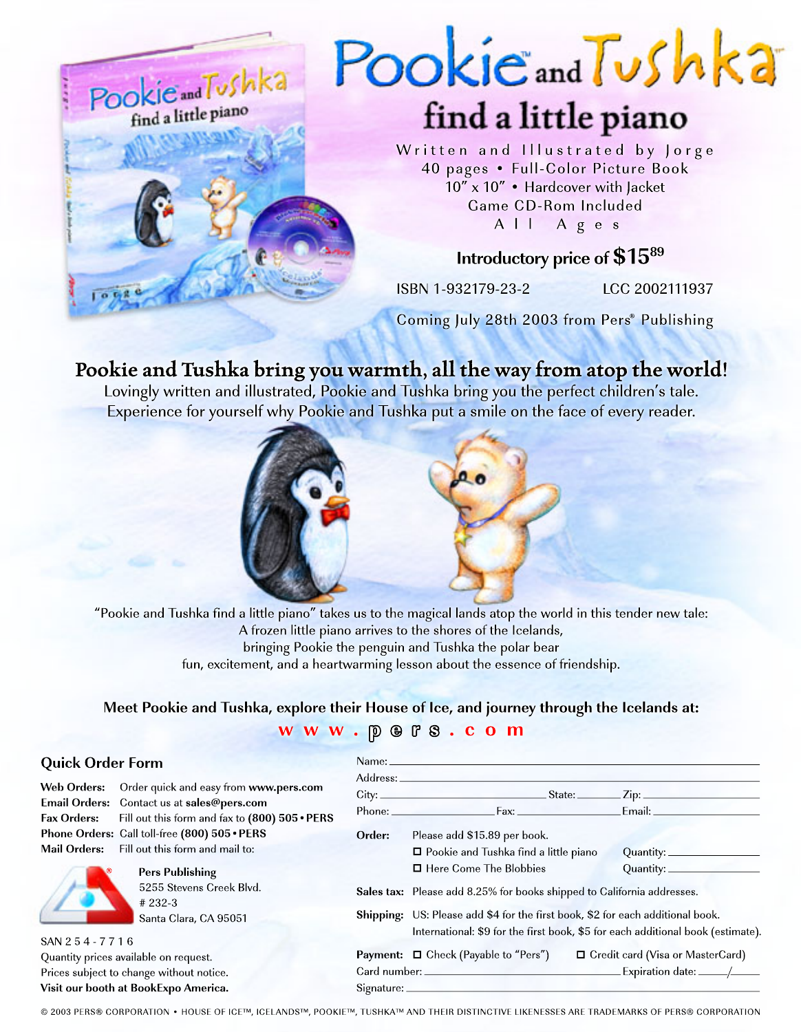# Pookie™ and Tushka™

## find a little piano

Written and Illustrated by Jorge
40 pages • Full-Color Picture Book
10″ x 10″ • Hardcover with Jacket
Game CD-Rom Included
All Ages

**Introductory price of $15.89**

ISBN 1-932179-23-2 LCC 2002111937

Coming July 28th 2003 from Pers® Publishing

## Pookie and Tushka bring you warmth, all the way from atop the world!

Lovingly written and illustrated, Pookie and Tushka bring you the perfect children's tale.
Experience for yourself why Pookie and Tushka put a smile on the face of every reader.

"Pookie and Tushka find a little piano" takes us to the magical lands atop the world in this tender new tale:
A frozen little piano arrives to the shores of the Icelands,
bringing Pookie the penguin and Tushka the polar bear
fun, excitement, and a heartwarming lesson about the essence of friendship.

**Meet Pookie and Tushka, explore their House of Ice, and journey through the Icelands at:**

**www.pers.com**

## Quick Order Form

**Web Orders:** Order quick and easy from **www.pers.com**
**Email Orders:** Contact us at **sales@pers.com**
**Fax Orders:** Fill out this form and fax to **(800) 505 • PERS**
**Phone Orders:** Call toll-free **(800) 505 • PERS**
**Mail Orders:** Fill out this form and mail to:

**Pers Publishing**
5255 Stevens Creek Blvd.
# 232-3
Santa Clara, CA 95051

SAN 2 5 4 - 7 7 1 6
Quantity prices available on request.
Prices subject to change without notice.
**Visit our booth at BookExpo America.**

Name: ______________________
Address: ______________________
City: ______________ State: ________ Zip: ________
Phone: ______________ Fax: ______________ Email: ______________

**Order:** Please add $15.89 per book.
☐ Pookie and Tushka find a little piano Quantity: ________
☐ Here Come The Blobbies Quantity: ________

**Sales tax:** Please add 8.25% for books shipped to California addresses.

**Shipping:** US: Please add $4 for the first book, $2 for each additional book.
International: $9 for the first book, $5 for each additional book (estimate).

**Payment:** ☐ Check (Payable to "Pers") ☐ Credit card (Visa or MasterCard)
Card number: ______________________ Expiration date: ____/____
Signature: ______________________

© 2003 PERS® CORPORATION • HOUSE OF ICE™, ICELANDS™, POOKIE™, TUSHKA™ AND THEIR DISTINCTIVE LIKENESSES ARE TRADEMARKS OF PERS® CORPORATION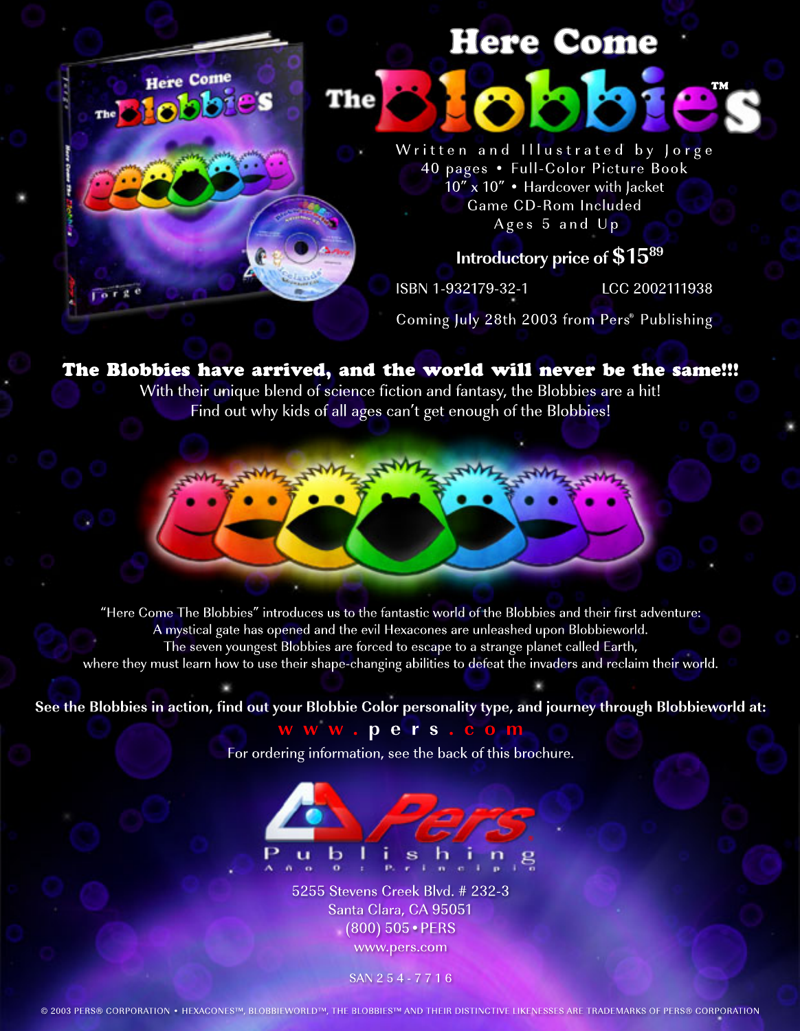# Here Come The Blobbies™

Written and Illustrated by Jorge
40 pages • Full-Color Picture Book
10" x 10" • Hardcover with Jacket
Game CD-Rom Included
Ages 5 and Up

**Introductory price of $15^89^**

ISBN 1-932179-32-1 LCC 2002111938

Coming July 28th 2003 from Pers® Publishing

## The Blobbies have arrived, and the world will never be the same!!!

With their unique blend of science fiction and fantasy, the Blobbies are a hit!
Find out why kids of all ages can't get enough of the Blobbies!

"Here Come The Blobbies" introduces us to the fantastic world of the Blobbies and their first adventure:
A mystical gate has opened and the evil Hexacones are unleashed upon Blobbieworld.
The seven youngest Blobbies are forced to escape to a strange planet called Earth,
where they must learn how to use their shape-changing abilities to defeat the invaders and reclaim their world.

**See the Blobbies in action, find out your Blobbie Color personality type, and journey through Blobbieworld at:**

www.pers.com

For ordering information, see the back of this brochure.

Pers Publishing
Año 0 : Principio

5255 Stevens Creek Blvd. # 232-3
Santa Clara, CA 95051
(800) 505 • PERS
www.pers.com

SAN 254-7716

© 2003 PERS® CORPORATION • HEXACONES™, BLOBBIEWORLD™, THE BLOBBIES™ AND THEIR DISTINCTIVE LIKENESSES ARE TRADEMARKS OF PERS® CORPORATION